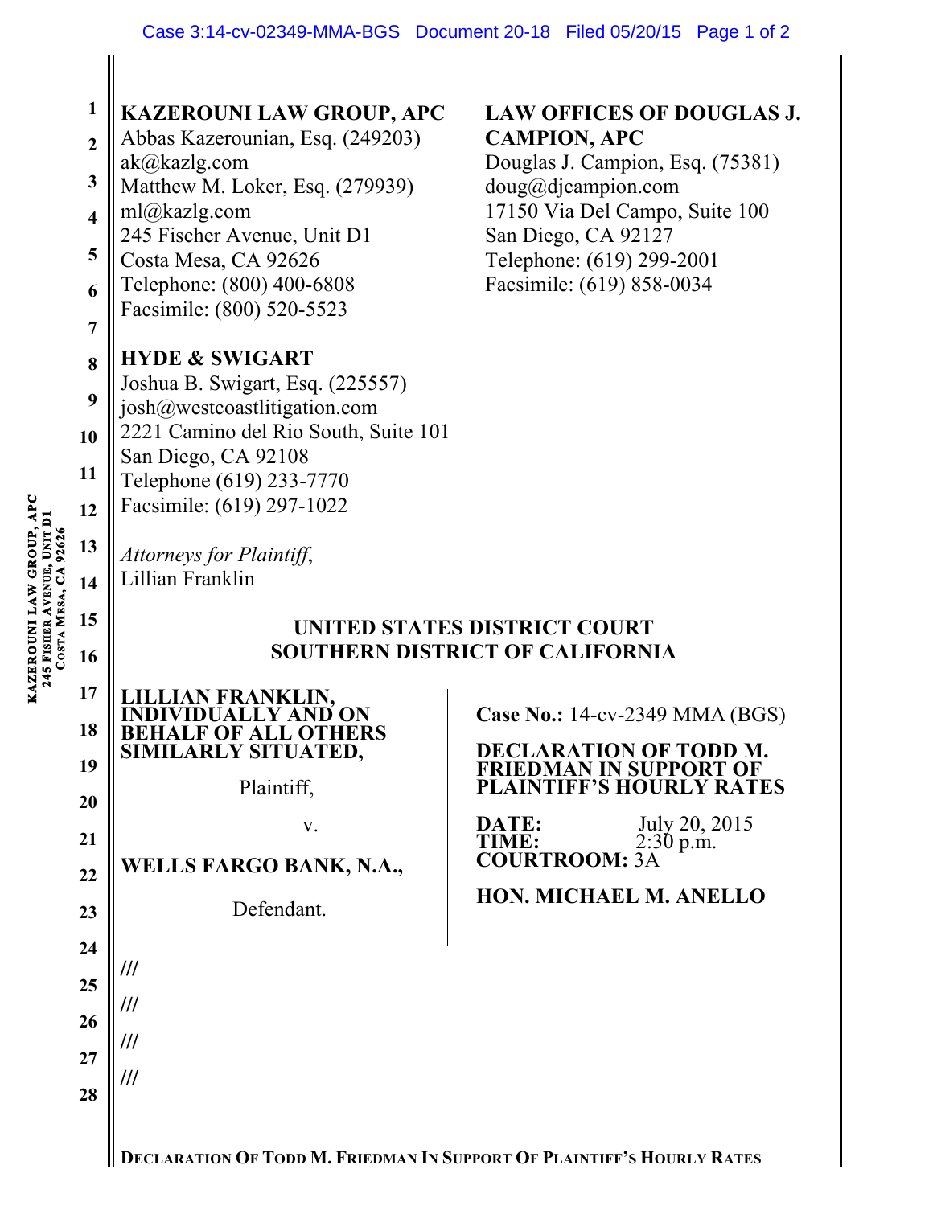**KAZEROUNI LAW GROUP, APC**
Abbas Kazerounian, Esq. (249203)
ak@kazlg.com
Matthew M. Loker, Esq. (279939)
ml@kazlg.com
245 Fischer Avenue, Unit D1
Costa Mesa, CA 92626
Telephone: (800) 400-6808
Facsimile: (800) 520-5523

**LAW OFFICES OF DOUGLAS J. CAMPION, APC**
Douglas J. Campion, Esq. (75381)
doug@djcampion.com
17150 Via Del Campo, Suite 100
San Diego, CA 92127
Telephone: (619) 299-2001
Facsimile: (619) 858-0034

**HYDE & SWIGART**
Joshua B. Swigart, Esq. (225557)
josh@westcoastlitigation.com
2221 Camino del Rio South, Suite 101
San Diego, CA 92108
Telephone (619) 233-7770
Facsimile: (619) 297-1022

*Attorneys for Plaintiff*,
Lillian Franklin

**UNITED STATES DISTRICT COURT**
**SOUTHERN DISTRICT OF CALIFORNIA**

**LILLIAN FRANKLIN, INDIVIDUALLY AND ON BEHALF OF ALL OTHERS SIMILARLY SITUATED,**

Plaintiff,

v.

**WELLS FARGO BANK, N.A.,**

Defendant.

**Case No.:** 14-cv-2349 MMA (BGS)

**DECLARATION OF TODD M. FRIEDMAN IN SUPPORT OF PLAINTIFF'S HOURLY RATES**

**DATE:** July 20, 2015
**TIME:** 2:30 p.m.
**COURTROOM:** 3A

**HON. MICHAEL M. ANELLO**

///
///
///
///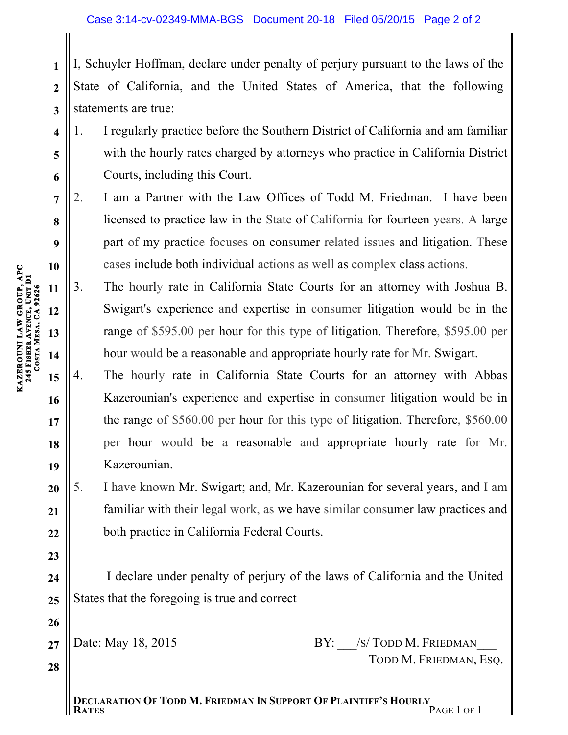I, Schuyler Hoffman, declare under penalty of perjury pursuant to the laws of the State of California, and the United States of America, that the following statements are true:

1. I regularly practice before the Southern District of California and am familiar with the hourly rates charged by attorneys who practice in California District Courts, including this Court.
2. I am a Partner with the Law Offices of Todd M. Friedman. I have been licensed to practice law in the State of California for fourteen years. A large part of my practice focuses on consumer related issues and litigation. These cases include both individual actions as well as complex class actions.
3. The hourly rate in California State Courts for an attorney with Joshua B. Swigart's experience and expertise in consumer litigation would be in the range of $595.00 per hour for this type of litigation. Therefore, $595.00 per hour would be a reasonable and appropriate hourly rate for Mr. Swigart.
4. The hourly rate in California State Courts for an attorney with Abbas Kazerounian's experience and expertise in consumer litigation would be in the range of $560.00 per hour for this type of litigation. Therefore, $560.00 per hour would be a reasonable and appropriate hourly rate for Mr. Kazerounian.
5. I have known Mr. Swigart; and, Mr. Kazerounian for several years, and I am familiar with their legal work, as we have similar consumer law practices and both practice in California Federal Courts.

I declare under penalty of perjury of the laws of California and the United States that the foregoing is true and correct

Date: May 18, 2015

BY: /s/ Todd M. Friedman
Todd M. Friedman, Esq.

KAZEROUNI LAW GROUP, APC
245 Fisher Avenue, Unit D1
Costa Mesa, CA 92626

Declaration Of Todd M. Friedman In Support Of Plaintiff's Hourly Rates